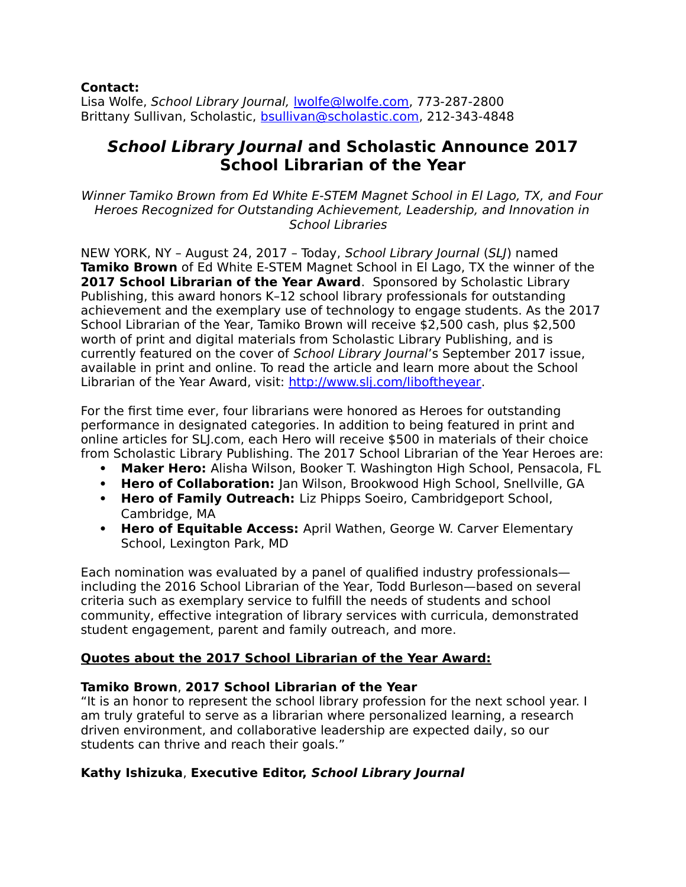**Contact:**
Lisa Wolfe, *School Library Journal,* lwolfe@lwolfe.com, 773-287-2800
Brittany Sullivan, Scholastic, bsullivan@scholastic.com, 212-343-4848

# *School Library Journal* and Scholastic Announce 2017 School Librarian of the Year

*Winner Tamiko Brown from Ed White E-STEM Magnet School in El Lago, TX, and Four Heroes Recognized for Outstanding Achievement, Leadership, and Innovation in School Libraries*

NEW YORK, NY – August 24, 2017 – Today, *School Library Journal* (*SLJ*) named **Tamiko Brown** of Ed White E-STEM Magnet School in El Lago, TX the winner of the **2017 School Librarian of the Year Award**. Sponsored by Scholastic Library Publishing, this award honors K–12 school library professionals for outstanding achievement and the exemplary use of technology to engage students. As the 2017 School Librarian of the Year, Tamiko Brown will receive $2,500 cash, plus $2,500 worth of print and digital materials from Scholastic Library Publishing, and is currently featured on the cover of *School Library Journal*'s September 2017 issue, available in print and online. To read the article and learn more about the School Librarian of the Year Award, visit: http://www.slj.com/liboftheyear.

For the first time ever, four librarians were honored as Heroes for outstanding performance in designated categories. In addition to being featured in print and online articles for SLJ.com, each Hero will receive $500 in materials of their choice from Scholastic Library Publishing. The 2017 School Librarian of the Year Heroes are:

- **Maker Hero:** Alisha Wilson, Booker T. Washington High School, Pensacola, FL
- **Hero of Collaboration:** Jan Wilson, Brookwood High School, Snellville, GA
- **Hero of Family Outreach:** Liz Phipps Soeiro, Cambridgeport School, Cambridge, MA
- **Hero of Equitable Access:** April Wathen, George W. Carver Elementary School, Lexington Park, MD

Each nomination was evaluated by a panel of qualified industry professionals—including the 2016 School Librarian of the Year, Todd Burleson—based on several criteria such as exemplary service to fulfill the needs of students and school community, effective integration of library services with curricula, demonstrated student engagement, parent and family outreach, and more.

**Quotes about the 2017 School Librarian of the Year Award:**

**Tamiko Brown**, **2017 School Librarian of the Year**
"It is an honor to represent the school library profession for the next school year. I am truly grateful to serve as a librarian where personalized learning, a research driven environment, and collaborative leadership are expected daily, so our students can thrive and reach their goals."

**Kathy Ishizuka**, **Executive Editor, *School Library Journal***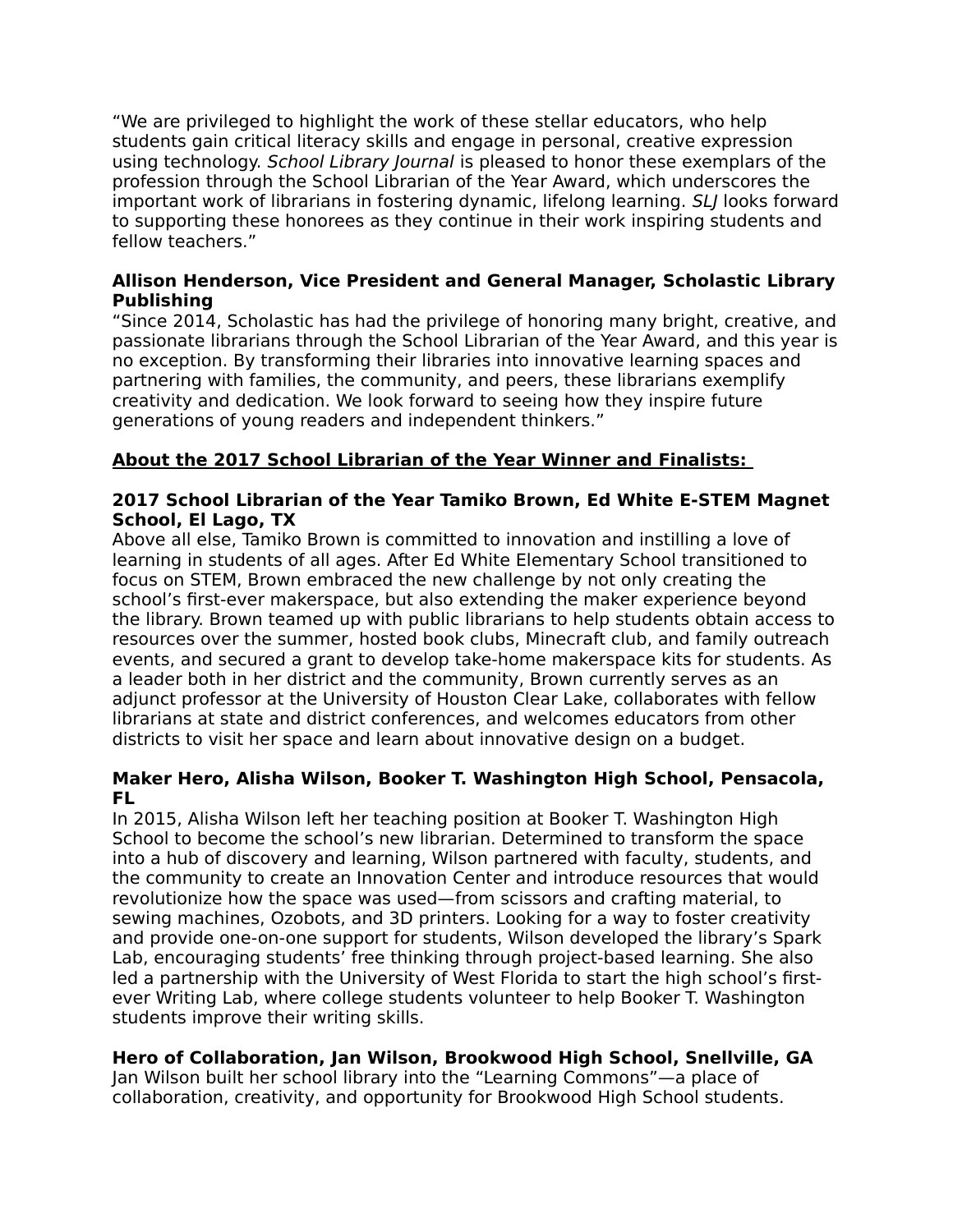"We are privileged to highlight the work of these stellar educators, who help students gain critical literacy skills and engage in personal, creative expression using technology. *School Library Journal* is pleased to honor these exemplars of the profession through the School Librarian of the Year Award, which underscores the important work of librarians in fostering dynamic, lifelong learning. *SLJ* looks forward to supporting these honorees as they continue in their work inspiring students and fellow teachers."

**Allison Henderson, Vice President and General Manager, Scholastic Library Publishing**
"Since 2014, Scholastic has had the privilege of honoring many bright, creative, and passionate librarians through the School Librarian of the Year Award, and this year is no exception. By transforming their libraries into innovative learning spaces and partnering with families, the community, and peers, these librarians exemplify creativity and dedication. We look forward to seeing how they inspire future generations of young readers and independent thinkers."

**<u>About the 2017 School Librarian of the Year Winner and Finalists:</u>**

**2017 School Librarian of the Year Tamiko Brown, Ed White E-STEM Magnet School, El Lago, TX**
Above all else, Tamiko Brown is committed to innovation and instilling a love of learning in students of all ages. After Ed White Elementary School transitioned to focus on STEM, Brown embraced the new challenge by not only creating the school's first-ever makerspace, but also extending the maker experience beyond the library. Brown teamed up with public librarians to help students obtain access to resources over the summer, hosted book clubs, Minecraft club, and family outreach events, and secured a grant to develop take-home makerspace kits for students. As a leader both in her district and the community, Brown currently serves as an adjunct professor at the University of Houston Clear Lake, collaborates with fellow librarians at state and district conferences, and welcomes educators from other districts to visit her space and learn about innovative design on a budget.

**Maker Hero, Alisha Wilson, Booker T. Washington High School, Pensacola, FL**
In 2015, Alisha Wilson left her teaching position at Booker T. Washington High School to become the school's new librarian. Determined to transform the space into a hub of discovery and learning, Wilson partnered with faculty, students, and the community to create an Innovation Center and introduce resources that would revolutionize how the space was used—from scissors and crafting material, to sewing machines, Ozobots, and 3D printers. Looking for a way to foster creativity and provide one-on-one support for students, Wilson developed the library's Spark Lab, encouraging students' free thinking through project-based learning. She also led a partnership with the University of West Florida to start the high school's first-ever Writing Lab, where college students volunteer to help Booker T. Washington students improve their writing skills.

**Hero of Collaboration, Jan Wilson, Brookwood High School, Snellville, GA**
Jan Wilson built her school library into the "Learning Commons"—a place of collaboration, creativity, and opportunity for Brookwood High School students.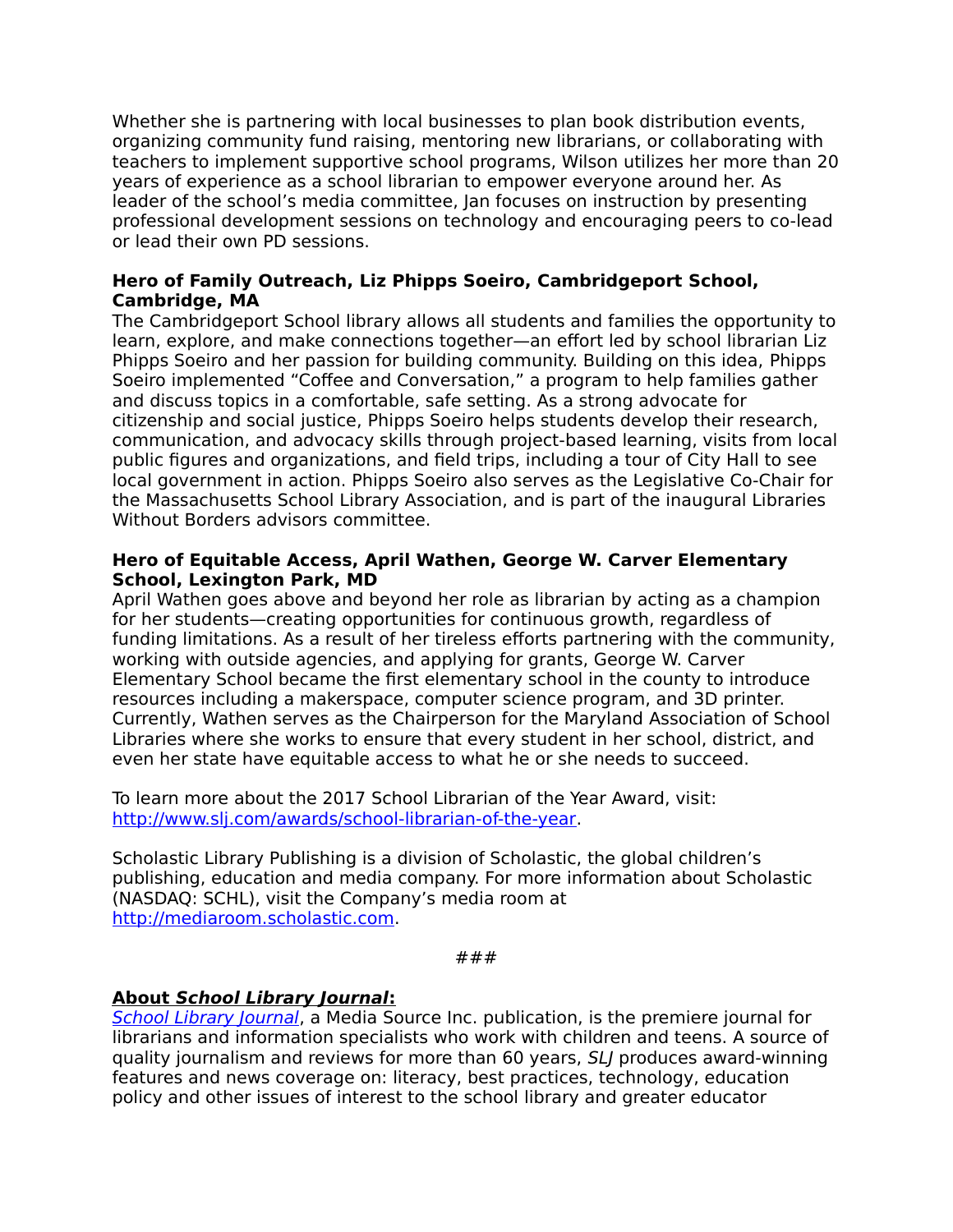Whether she is partnering with local businesses to plan book distribution events, organizing community fund raising, mentoring new librarians, or collaborating with teachers to implement supportive school programs, Wilson utilizes her more than 20 years of experience as a school librarian to empower everyone around her. As leader of the school's media committee, Jan focuses on instruction by presenting professional development sessions on technology and encouraging peers to co-lead or lead their own PD sessions.

**Hero of Family Outreach, Liz Phipps Soeiro, Cambridgeport School, Cambridge, MA**
The Cambridgeport School library allows all students and families the opportunity to learn, explore, and make connections together—an effort led by school librarian Liz Phipps Soeiro and her passion for building community. Building on this idea, Phipps Soeiro implemented "Coffee and Conversation," a program to help families gather and discuss topics in a comfortable, safe setting. As a strong advocate for citizenship and social justice, Phipps Soeiro helps students develop their research, communication, and advocacy skills through project-based learning, visits from local public figures and organizations, and field trips, including a tour of City Hall to see local government in action. Phipps Soeiro also serves as the Legislative Co-Chair for the Massachusetts School Library Association, and is part of the inaugural Libraries Without Borders advisors committee.

**Hero of Equitable Access, April Wathen, George W. Carver Elementary School, Lexington Park, MD**
April Wathen goes above and beyond her role as librarian by acting as a champion for her students—creating opportunities for continuous growth, regardless of funding limitations. As a result of her tireless efforts partnering with the community, working with outside agencies, and applying for grants, George W. Carver Elementary School became the first elementary school in the county to introduce resources including a makerspace, computer science program, and 3D printer. Currently, Wathen serves as the Chairperson for the Maryland Association of School Libraries where she works to ensure that every student in her school, district, and even her state have equitable access to what he or she needs to succeed.

To learn more about the 2017 School Librarian of the Year Award, visit: [http://www.slj.com/awards/school-librarian-of-the-year](http://www.slj.com/awards/school-librarian-of-the-year).

Scholastic Library Publishing is a division of Scholastic, the global children's publishing, education and media company. For more information about Scholastic (NASDAQ: SCHL), visit the Company's media room at [http://mediaroom.scholastic.com](http://mediaroom.scholastic.com).

###

**About *School Library Journal*:**
*School Library Journal*, a Media Source Inc. publication, is the premiere journal for librarians and information specialists who work with children and teens. A source of quality journalism and reviews for more than 60 years, *SLJ* produces award-winning features and news coverage on: literacy, best practices, technology, education policy and other issues of interest to the school library and greater educator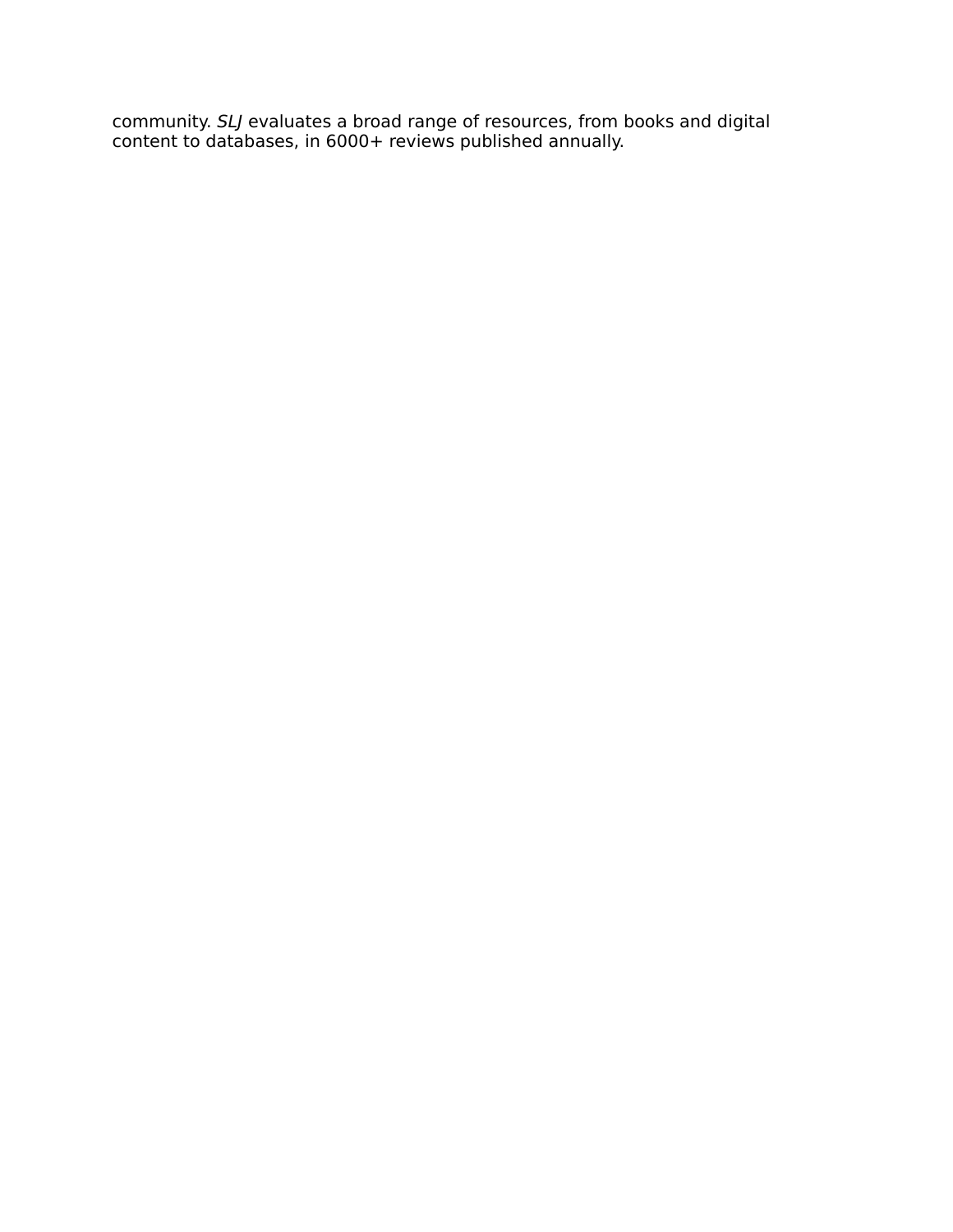community. *SLJ* evaluates a broad range of resources, from books and digital content to databases, in 6000+ reviews published annually.